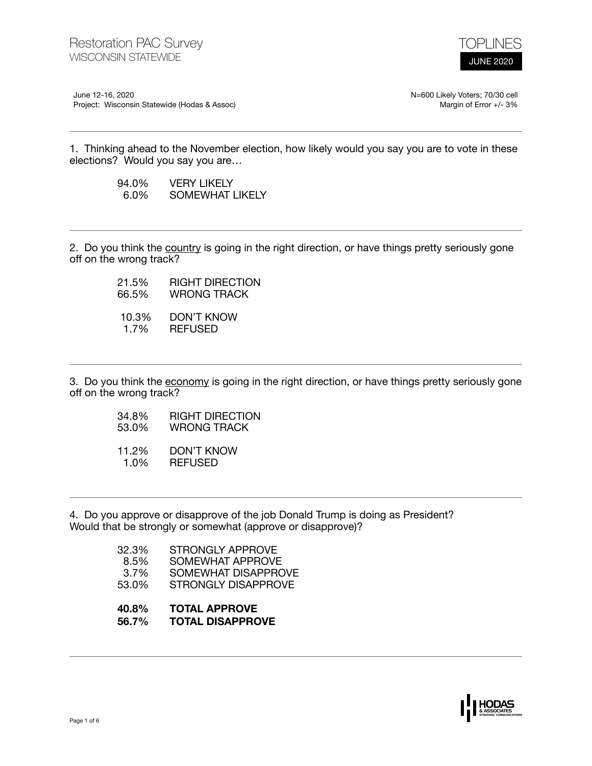# Restoration PAC Survey
## WISCONSIN STATEWIDE

TOPLINES
JUNE 2020

June 12-16, 2020
Project: Wisconsin Statewide (Hodas & Assoc)

N=600 Likely Voters; 70/30 cell
Margin of Error +/- 3%

---

1. Thinking ahead to the November election, how likely would you say you are to vote in these elections? Would you say you are…

| | |
|---|---|
| 94.0% | VERY LIKELY |
| 6.0% | SOMEWHAT LIKELY |

---

2. Do you think the <u>country</u> is going in the right direction, or have things pretty seriously gone off on the wrong track?

| | |
|---|---|
| 21.5% | RIGHT DIRECTION |
| 66.5% | WRONG TRACK |
| 10.3% | DON'T KNOW |
| 1.7% | REFUSED |

---

3. Do you think the <u>economy</u> is going in the right direction, or have things pretty seriously gone off on the wrong track?

| | |
|---|---|
| 34.8% | RIGHT DIRECTION |
| 53.0% | WRONG TRACK |
| 11.2% | DON'T KNOW |
| 1.0% | REFUSED |

---

4. Do you approve or disapprove of the job Donald Trump is doing as President? Would that be strongly or somewhat (approve or disapprove)?

| | |
|---|---|
| 32.3% | STRONGLY APPROVE |
| 8.5% | SOMEWHAT APPROVE |
| 3.7% | SOMEWHAT DISAPPROVE |
| 53.0% | STRONGLY DISAPPROVE |
| **40.8%** | **TOTAL APPROVE** |
| **56.7%** | **TOTAL DISAPPROVE** |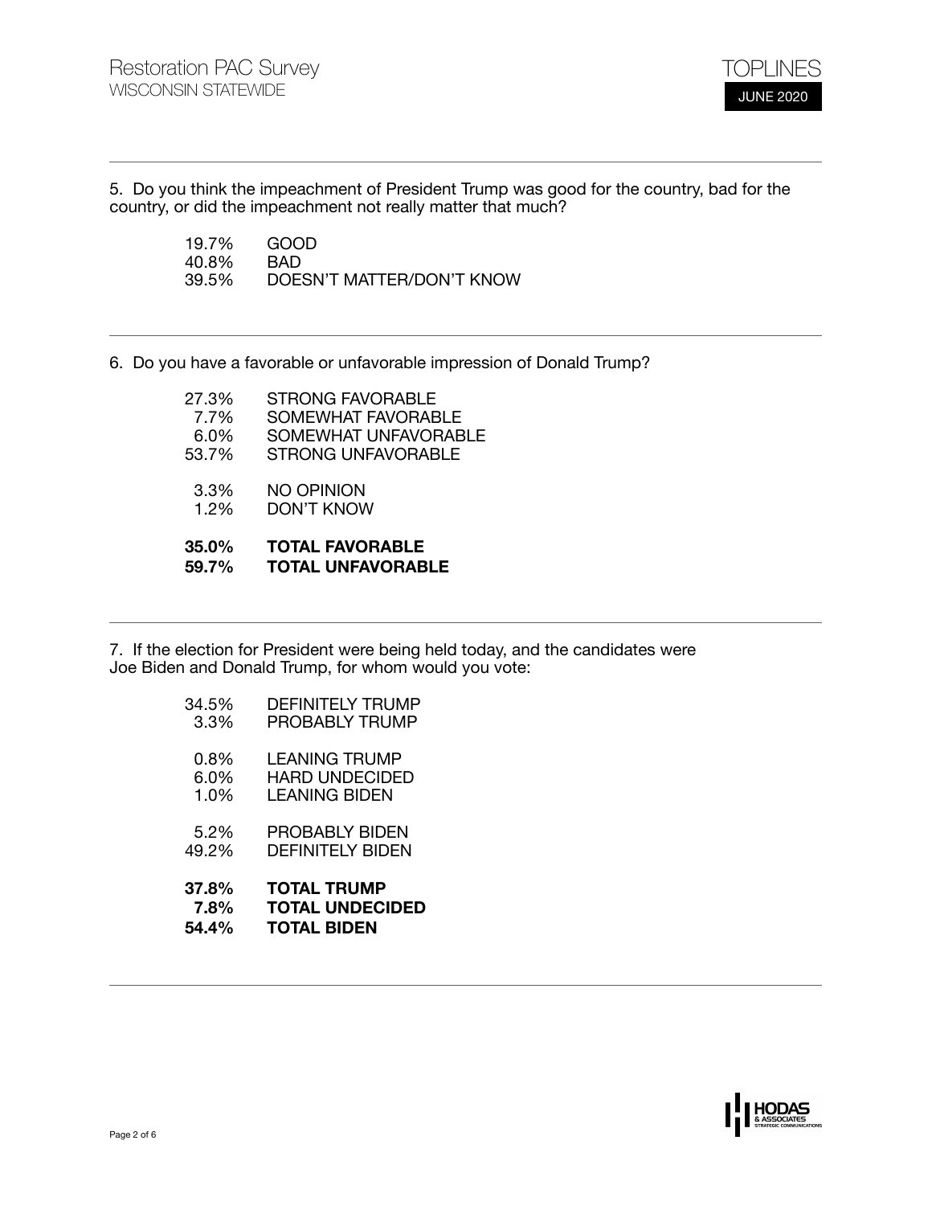5. Do you think the impeachment of President Trump was good for the country, bad for the country, or did the impeachment not really matter that much?

| | |
|---|---|
| 19.7% | GOOD |
| 40.8% | BAD |
| 39.5% | DOESN'T MATTER/DON'T KNOW |

6. Do you have a favorable or unfavorable impression of Donald Trump?

| | |
|---|---|
| 27.3% | STRONG FAVORABLE |
| 7.7% | SOMEWHAT FAVORABLE |
| 6.0% | SOMEWHAT UNFAVORABLE |
| 53.7% | STRONG UNFAVORABLE |
| 3.3% | NO OPINION |
| 1.2% | DON'T KNOW |
| **35.0%** | **TOTAL FAVORABLE** |
| **59.7%** | **TOTAL UNFAVORABLE** |

7. If the election for President were being held today, and the candidates were Joe Biden and Donald Trump, for whom would you vote:

| | |
|---|---|
| 34.5% | DEFINITELY TRUMP |
| 3.3% | PROBABLY TRUMP |
| 0.8% | LEANING TRUMP |
| 6.0% | HARD UNDECIDED |
| 1.0% | LEANING BIDEN |
| 5.2% | PROBABLY BIDEN |
| 49.2% | DEFINITELY BIDEN |
| **37.8%** | **TOTAL TRUMP** |
| **7.8%** | **TOTAL UNDECIDED** |
| **54.4%** | **TOTAL BIDEN** |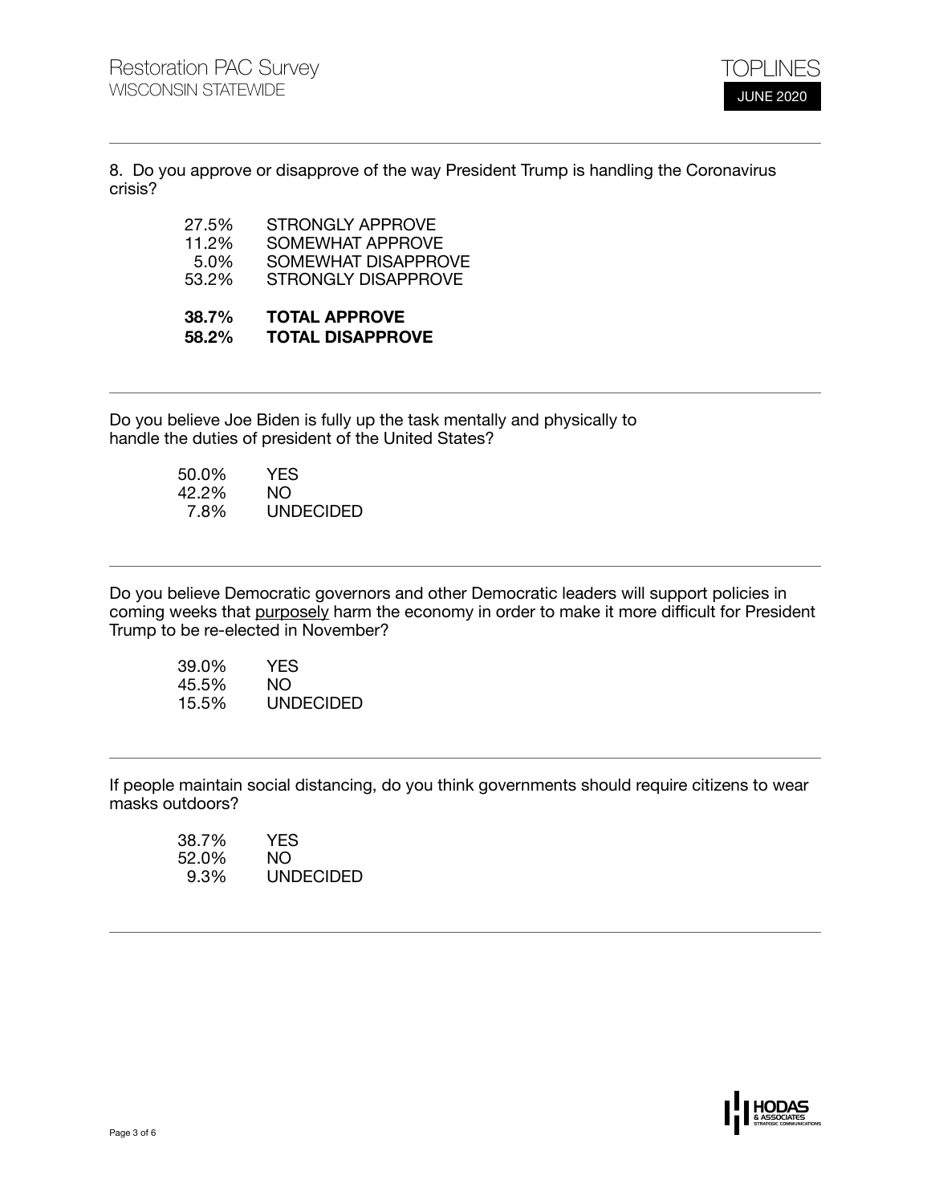8. Do you approve or disapprove of the way President Trump is handling the Coronavirus crisis?

| | |
|---|---|
| 27.5% | STRONGLY APPROVE |
| 11.2% | SOMEWHAT APPROVE |
| 5.0% | SOMEWHAT DISAPPROVE |
| 53.2% | STRONGLY DISAPPROVE |
| **38.7%** | **TOTAL APPROVE** |
| **58.2%** | **TOTAL DISAPPROVE** |

---

Do you believe Joe Biden is fully up the task mentally and physically to handle the duties of president of the United States?

| | |
|---|---|
| 50.0% | YES |
| 42.2% | NO |
| 7.8% | UNDECIDED |

---

Do you believe Democratic governors and other Democratic leaders will support policies in coming weeks that <u>purposely</u> harm the economy in order to make it more difficult for President Trump to be re-elected in November?

| | |
|---|---|
| 39.0% | YES |
| 45.5% | NO |
| 15.5% | UNDECIDED |

---

If people maintain social distancing, do you think governments should require citizens to wear masks outdoors?

| | |
|---|---|
| 38.7% | YES |
| 52.0% | NO |
| 9.3% | UNDECIDED |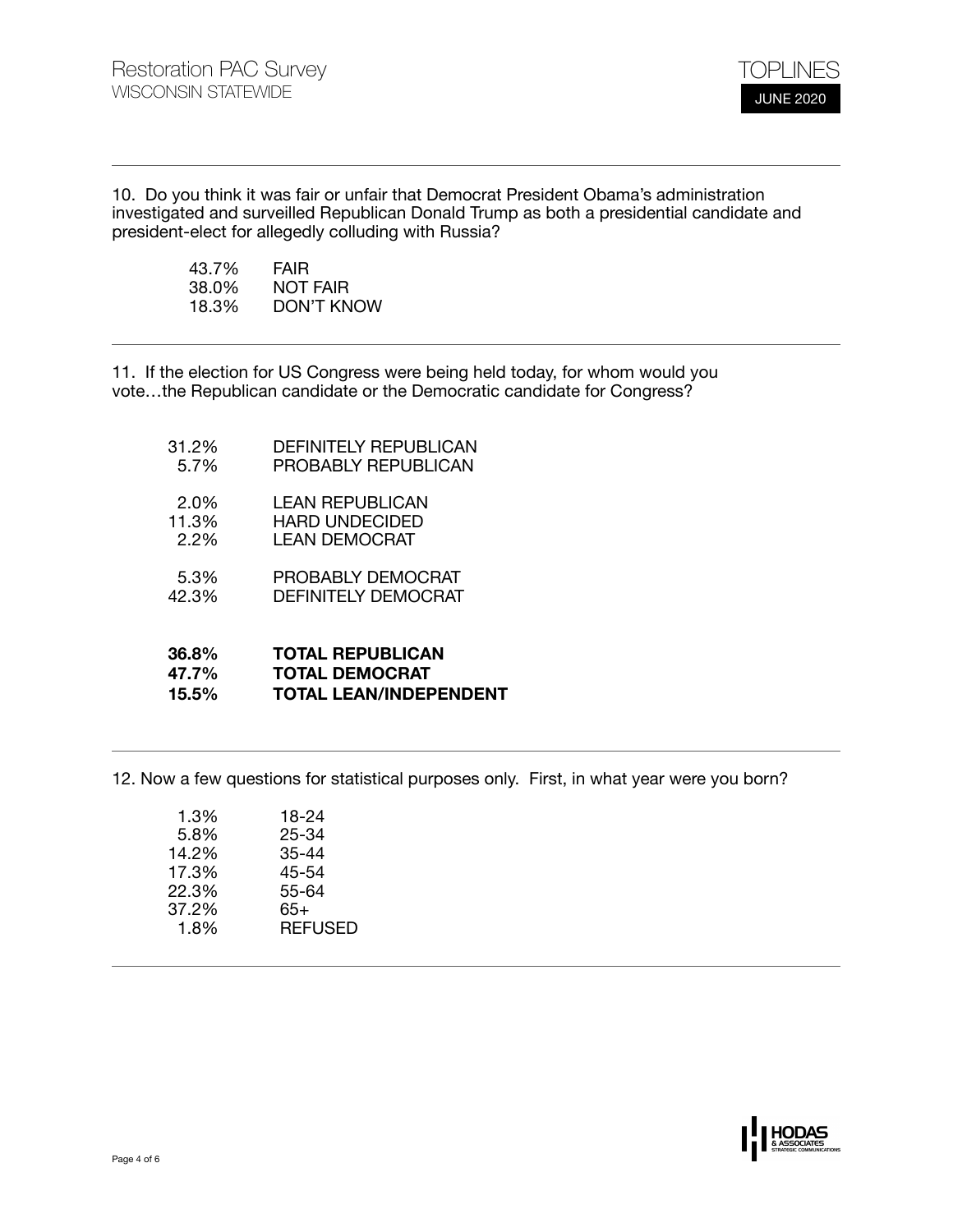10. Do you think it was fair or unfair that Democrat President Obama's administration investigated and surveilled Republican Donald Trump as both a presidential candidate and president-elect for allegedly colluding with Russia?

| | |
|---|---|
| 43.7% | FAIR |
| 38.0% | NOT FAIR |
| 18.3% | DON'T KNOW |

11. If the election for US Congress were being held today, for whom would you vote…the Republican candidate or the Democratic candidate for Congress?

| | |
|---|---|
| 31.2% | DEFINITELY REPUBLICAN |
| 5.7% | PROBABLY REPUBLICAN |
| 2.0% | LEAN REPUBLICAN |
| 11.3% | HARD UNDECIDED |
| 2.2% | LEAN DEMOCRAT |
| 5.3% | PROBABLY DEMOCRAT |
| 42.3% | DEFINITELY DEMOCRAT |
| **36.8%** | **TOTAL REPUBLICAN** |
| **47.7%** | **TOTAL DEMOCRAT** |
| **15.5%** | **TOTAL LEAN/INDEPENDENT** |

12. Now a few questions for statistical purposes only. First, in what year were you born?

| | |
|---|---|
| 1.3% | 18-24 |
| 5.8% | 25-34 |
| 14.2% | 35-44 |
| 17.3% | 45-54 |
| 22.3% | 55-64 |
| 37.2% | 65+ |
| 1.8% | REFUSED |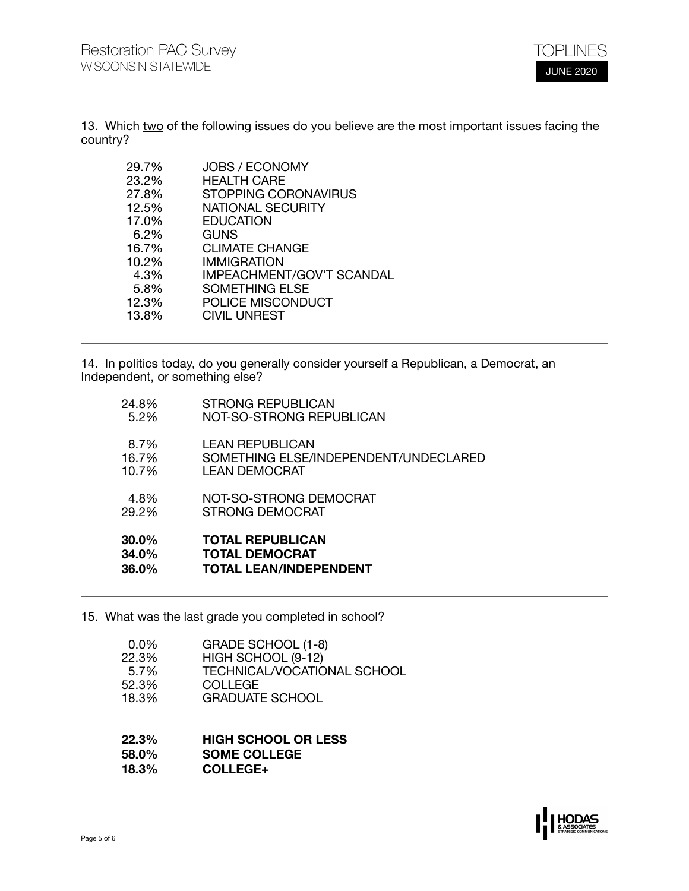13. Which <u>two</u> of the following issues do you believe are the most important issues facing the country?

| | |
|---|---|
| 29.7% | JOBS / ECONOMY |
| 23.2% | HEALTH CARE |
| 27.8% | STOPPING CORONAVIRUS |
| 12.5% | NATIONAL SECURITY |
| 17.0% | EDUCATION |
| 6.2% | GUNS |
| 16.7% | CLIMATE CHANGE |
| 10.2% | IMMIGRATION |
| 4.3% | IMPEACHMENT/GOV'T SCANDAL |
| 5.8% | SOMETHING ELSE |
| 12.3% | POLICE MISCONDUCT |
| 13.8% | CIVIL UNREST |

14. In politics today, do you generally consider yourself a Republican, a Democrat, an Independent, or something else?

| | |
|---|---|
| 24.8% | STRONG REPUBLICAN |
| 5.2% | NOT-SO-STRONG REPUBLICAN |
| 8.7% | LEAN REPUBLICAN |
| 16.7% | SOMETHING ELSE/INDEPENDENT/UNDECLARED |
| 10.7% | LEAN DEMOCRAT |
| 4.8% | NOT-SO-STRONG DEMOCRAT |
| 29.2% | STRONG DEMOCRAT |
| **30.0%** | **TOTAL REPUBLICAN** |
| **34.0%** | **TOTAL DEMOCRAT** |
| **36.0%** | **TOTAL LEAN/INDEPENDENT** |

15. What was the last grade you completed in school?

| | |
|---|---|
| 0.0% | GRADE SCHOOL (1-8) |
| 22.3% | HIGH SCHOOL (9-12) |
| 5.7% | TECHNICAL/VOCATIONAL SCHOOL |
| 52.3% | COLLEGE |
| 18.3% | GRADUATE SCHOOL |
| **22.3%** | **HIGH SCHOOL OR LESS** |
| **58.0%** | **SOME COLLEGE** |
| **18.3%** | **COLLEGE+** |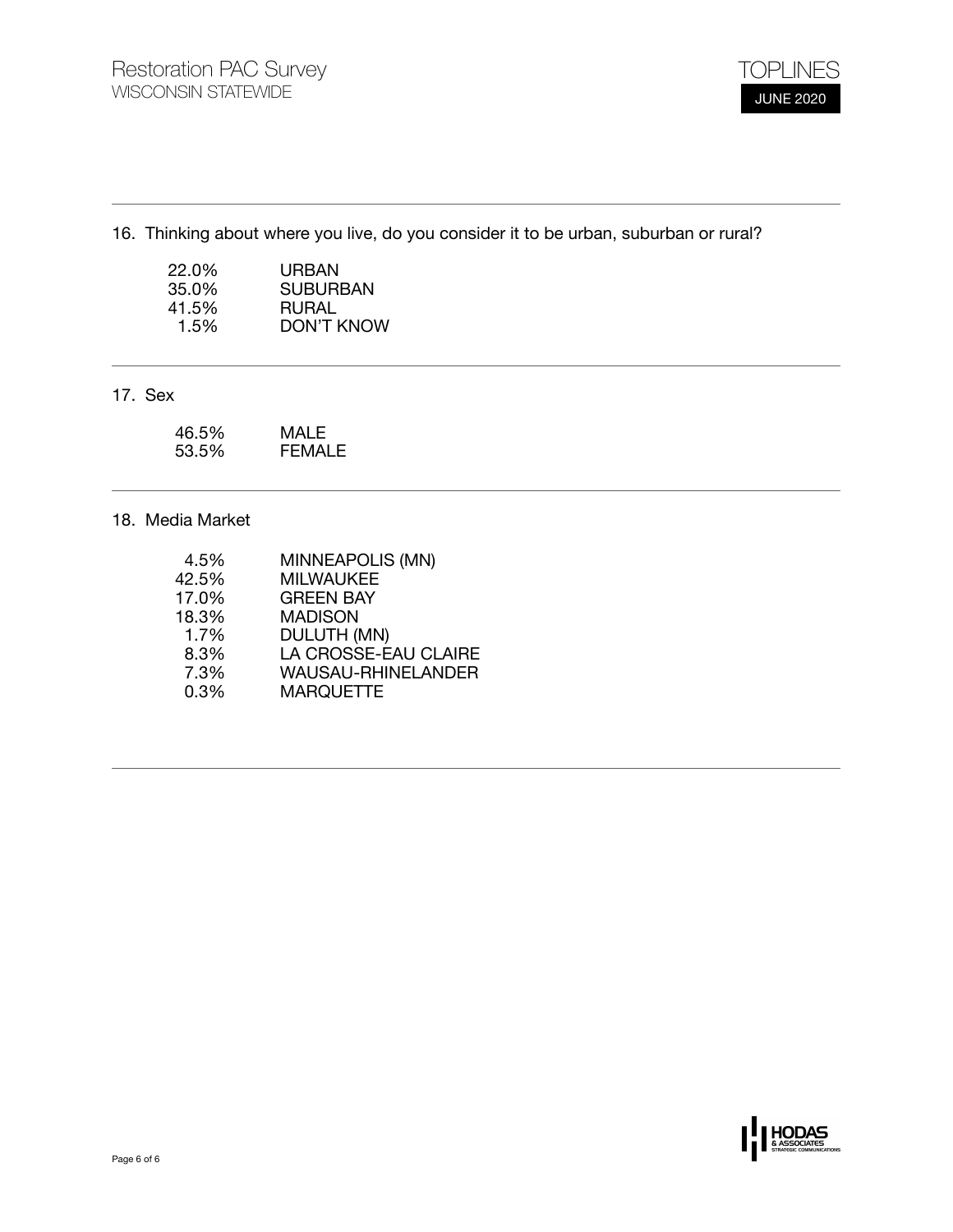16. Thinking about where you live, do you consider it to be urban, suburban or rural?

| | |
|---|---|
| 22.0% | URBAN |
| 35.0% | SUBURBAN |
| 41.5% | RURAL |
| 1.5% | DON'T KNOW |

17. Sex

| | |
|---|---|
| 46.5% | MALE |
| 53.5% | FEMALE |

18. Media Market

| | |
|---|---|
| 4.5% | MINNEAPOLIS (MN) |
| 42.5% | MILWAUKEE |
| 17.0% | GREEN BAY |
| 18.3% | MADISON |
| 1.7% | DULUTH (MN) |
| 8.3% | LA CROSSE-EAU CLAIRE |
| 7.3% | WAUSAU-RHINELANDER |
| 0.3% | MARQUETTE |